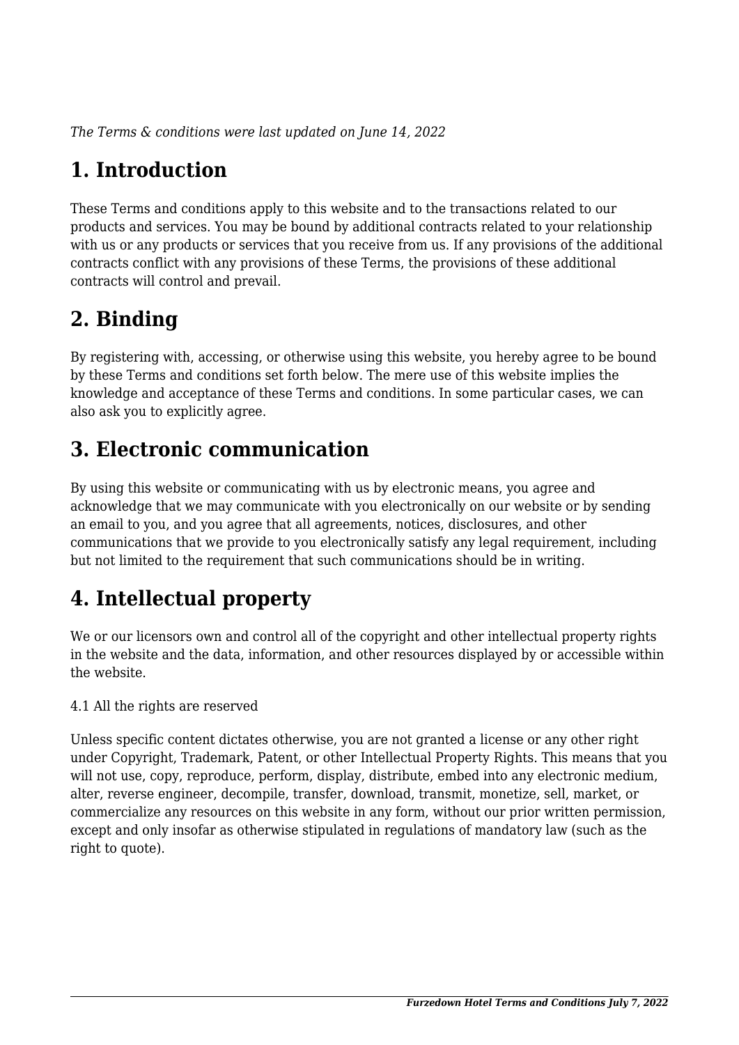*The Terms & conditions were last updated on June 14, 2022*

# 1. Introduction

These Terms and conditions apply to this website and to the transactions related to our products and services. You may be bound by additional contracts related to your relationship with us or any products or services that you receive from us. If any provisions of the additional contracts conflict with any provisions of these Terms, the provisions of these additional contracts will control and prevail.

# 2. Binding

By registering with, accessing, or otherwise using this website, you hereby agree to be bound by these Terms and conditions set forth below. The mere use of this website implies the knowledge and acceptance of these Terms and conditions. In some particular cases, we can also ask you to explicitly agree.

# 3. Electronic communication

By using this website or communicating with us by electronic means, you agree and acknowledge that we may communicate with you electronically on our website or by sending an email to you, and you agree that all agreements, notices, disclosures, and other communications that we provide to you electronically satisfy any legal requirement, including but not limited to the requirement that such communications should be in writing.

# 4. Intellectual property

We or our licensors own and control all of the copyright and other intellectual property rights in the website and the data, information, and other resources displayed by or accessible within the website.

4.1 All the rights are reserved

Unless specific content dictates otherwise, you are not granted a license or any other right under Copyright, Trademark, Patent, or other Intellectual Property Rights. This means that you will not use, copy, reproduce, perform, display, distribute, embed into any electronic medium, alter, reverse engineer, decompile, transfer, download, transmit, monetize, sell, market, or commercialize any resources on this website in any form, without our prior written permission, except and only insofar as otherwise stipulated in regulations of mandatory law (such as the right to quote).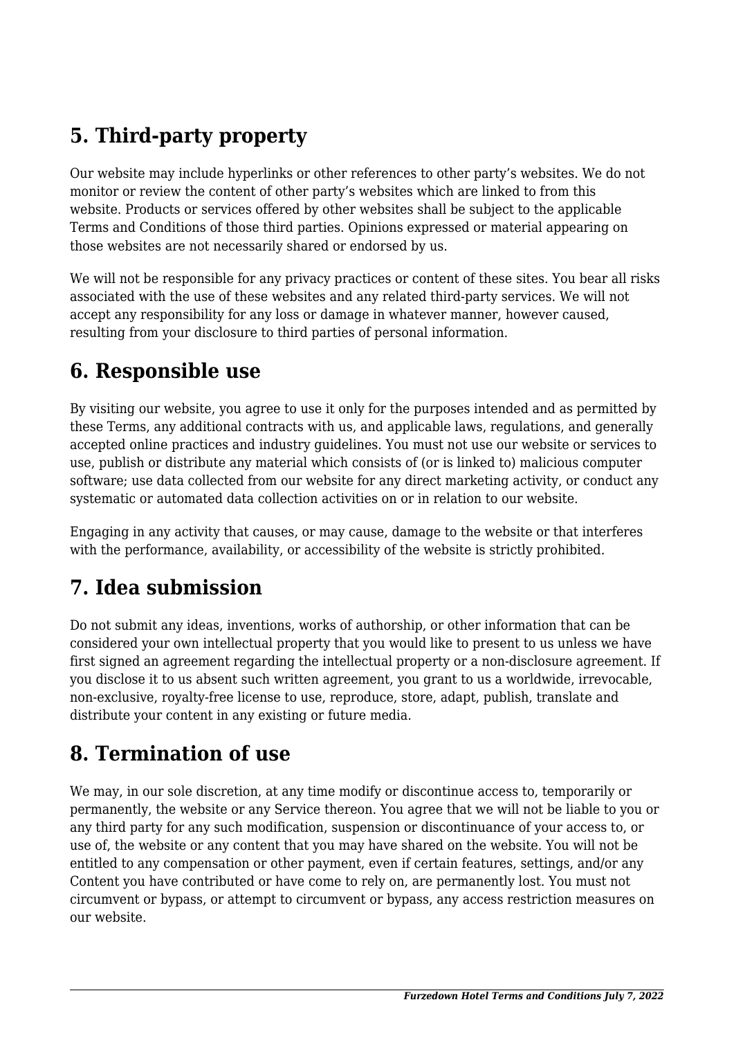## 5. Third-party property

Our website may include hyperlinks or other references to other party's websites. We do not monitor or review the content of other party's websites which are linked to from this website. Products or services offered by other websites shall be subject to the applicable Terms and Conditions of those third parties. Opinions expressed or material appearing on those websites are not necessarily shared or endorsed by us.

We will not be responsible for any privacy practices or content of these sites. You bear all risks associated with the use of these websites and any related third-party services. We will not accept any responsibility for any loss or damage in whatever manner, however caused, resulting from your disclosure to third parties of personal information.

## 6. Responsible use

By visiting our website, you agree to use it only for the purposes intended and as permitted by these Terms, any additional contracts with us, and applicable laws, regulations, and generally accepted online practices and industry guidelines. You must not use our website or services to use, publish or distribute any material which consists of (or is linked to) malicious computer software; use data collected from our website for any direct marketing activity, or conduct any systematic or automated data collection activities on or in relation to our website.

Engaging in any activity that causes, or may cause, damage to the website or that interferes with the performance, availability, or accessibility of the website is strictly prohibited.

## 7. Idea submission

Do not submit any ideas, inventions, works of authorship, or other information that can be considered your own intellectual property that you would like to present to us unless we have first signed an agreement regarding the intellectual property or a non-disclosure agreement. If you disclose it to us absent such written agreement, you grant to us a worldwide, irrevocable, non-exclusive, royalty-free license to use, reproduce, store, adapt, publish, translate and distribute your content in any existing or future media.

## 8. Termination of use

We may, in our sole discretion, at any time modify or discontinue access to, temporarily or permanently, the website or any Service thereon. You agree that we will not be liable to you or any third party for any such modification, suspension or discontinuance of your access to, or use of, the website or any content that you may have shared on the website. You will not be entitled to any compensation or other payment, even if certain features, settings, and/or any Content you have contributed or have come to rely on, are permanently lost. You must not circumvent or bypass, or attempt to circumvent or bypass, any access restriction measures on our website.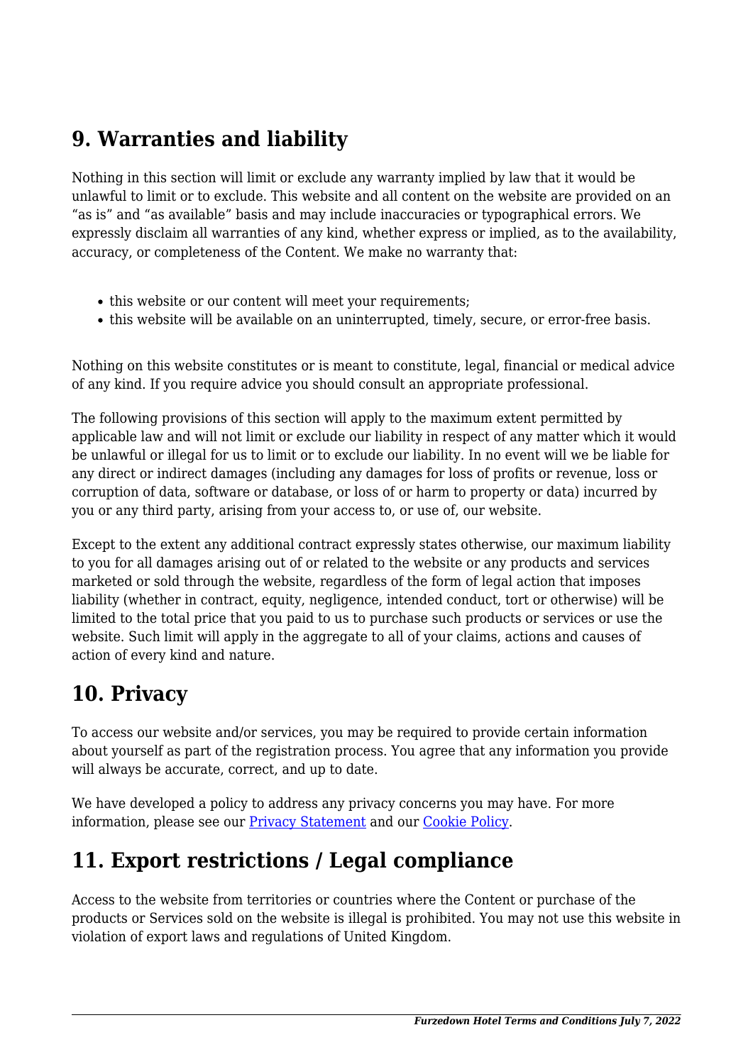## 9. Warranties and liability

Nothing in this section will limit or exclude any warranty implied by law that it would be unlawful to limit or to exclude. This website and all content on the website are provided on an “as is” and “as available” basis and may include inaccuracies or typographical errors. We expressly disclaim all warranties of any kind, whether express or implied, as to the availability, accuracy, or completeness of the Content. We make no warranty that:

- this website or our content will meet your requirements;
- this website will be available on an uninterrupted, timely, secure, or error-free basis.

Nothing on this website constitutes or is meant to constitute, legal, financial or medical advice of any kind. If you require advice you should consult an appropriate professional.

The following provisions of this section will apply to the maximum extent permitted by applicable law and will not limit or exclude our liability in respect of any matter which it would be unlawful or illegal for us to limit or to exclude our liability. In no event will we be liable for any direct or indirect damages (including any damages for loss of profits or revenue, loss or corruption of data, software or database, or loss of or harm to property or data) incurred by you or any third party, arising from your access to, or use of, our website.

Except to the extent any additional contract expressly states otherwise, our maximum liability to you for all damages arising out of or related to the website or any products and services marketed or sold through the website, regardless of the form of legal action that imposes liability (whether in contract, equity, negligence, intended conduct, tort or otherwise) will be limited to the total price that you paid to us to purchase such products or services or use the website. Such limit will apply in the aggregate to all of your claims, actions and causes of action of every kind and nature.

## 10. Privacy

To access our website and/or services, you may be required to provide certain information about yourself as part of the registration process. You agree that any information you provide will always be accurate, correct, and up to date.

We have developed a policy to address any privacy concerns you may have. For more information, please see our [Privacy Statement] and our [Cookie Policy].

## 11. Export restrictions / Legal compliance

Access to the website from territories or countries where the Content or purchase of the products or Services sold on the website is illegal is prohibited. You may not use this website in violation of export laws and regulations of United Kingdom.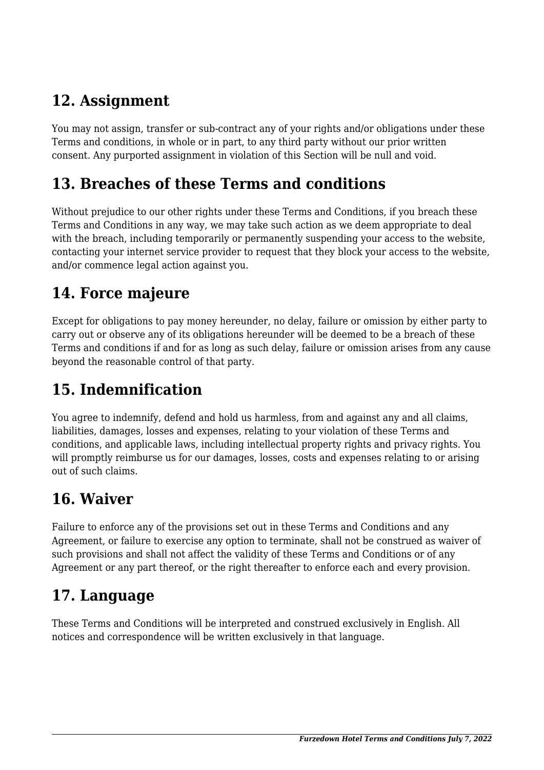## 12. Assignment

You may not assign, transfer or sub-contract any of your rights and/or obligations under these Terms and conditions, in whole or in part, to any third party without our prior written consent. Any purported assignment in violation of this Section will be null and void.

## 13. Breaches of these Terms and conditions

Without prejudice to our other rights under these Terms and Conditions, if you breach these Terms and Conditions in any way, we may take such action as we deem appropriate to deal with the breach, including temporarily or permanently suspending your access to the website, contacting your internet service provider to request that they block your access to the website, and/or commence legal action against you.

## 14. Force majeure

Except for obligations to pay money hereunder, no delay, failure or omission by either party to carry out or observe any of its obligations hereunder will be deemed to be a breach of these Terms and conditions if and for as long as such delay, failure or omission arises from any cause beyond the reasonable control of that party.

## 15. Indemnification

You agree to indemnify, defend and hold us harmless, from and against any and all claims, liabilities, damages, losses and expenses, relating to your violation of these Terms and conditions, and applicable laws, including intellectual property rights and privacy rights. You will promptly reimburse us for our damages, losses, costs and expenses relating to or arising out of such claims.

## 16. Waiver

Failure to enforce any of the provisions set out in these Terms and Conditions and any Agreement, or failure to exercise any option to terminate, shall not be construed as waiver of such provisions and shall not affect the validity of these Terms and Conditions or of any Agreement or any part thereof, or the right thereafter to enforce each and every provision.

## 17. Language

These Terms and Conditions will be interpreted and construed exclusively in English. All notices and correspondence will be written exclusively in that language.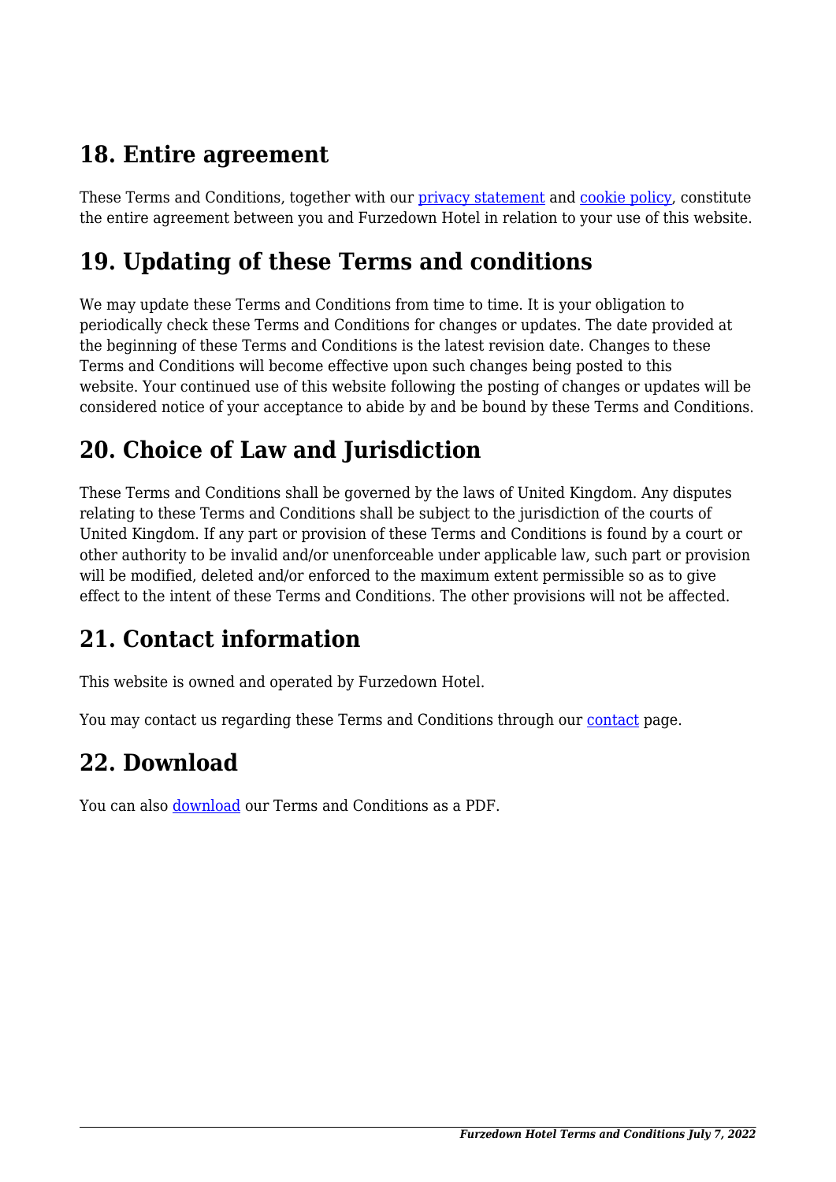## 18. Entire agreement

These Terms and Conditions, together with our privacy statement and cookie policy, constitute the entire agreement between you and Furzedown Hotel in relation to your use of this website.

## 19. Updating of these Terms and conditions

We may update these Terms and Conditions from time to time. It is your obligation to periodically check these Terms and Conditions for changes or updates. The date provided at the beginning of these Terms and Conditions is the latest revision date. Changes to these Terms and Conditions will become effective upon such changes being posted to this website. Your continued use of this website following the posting of changes or updates will be considered notice of your acceptance to abide by and be bound by these Terms and Conditions.

## 20. Choice of Law and Jurisdiction

These Terms and Conditions shall be governed by the laws of United Kingdom. Any disputes relating to these Terms and Conditions shall be subject to the jurisdiction of the courts of United Kingdom. If any part or provision of these Terms and Conditions is found by a court or other authority to be invalid and/or unenforceable under applicable law, such part or provision will be modified, deleted and/or enforced to the maximum extent permissible so as to give effect to the intent of these Terms and Conditions. The other provisions will not be affected.

## 21. Contact information

This website is owned and operated by Furzedown Hotel.

You may contact us regarding these Terms and Conditions through our contact page.

## 22. Download

You can also download our Terms and Conditions as a PDF.